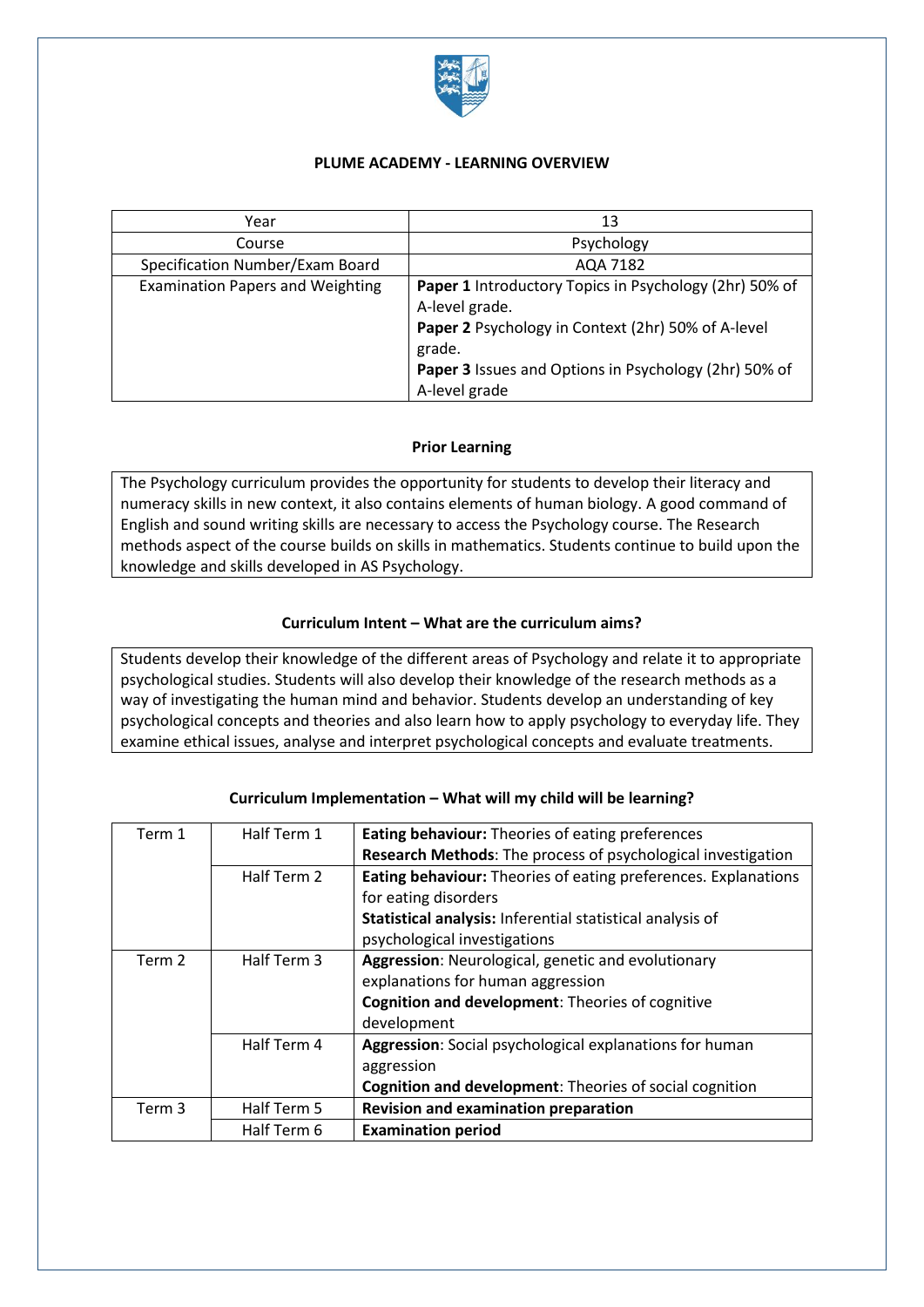**PLUME ACADEMY - LEARNING OVERVIEW**

| Year | 13 |
|---|---|
| Course | Psychology |
| Specification Number/Exam Board | AQA 7182 |
| Examination Papers and Weighting | **Paper 1** Introductory Topics in Psychology (2hr) 50% of A-level grade.<br>**Paper 2** Psychology in Context (2hr) 50% of A-level grade.<br>**Paper 3** Issues and Options in Psychology (2hr) 50% of A-level grade |

**Prior Learning**

The Psychology curriculum provides the opportunity for students to develop their literacy and numeracy skills in new context, it also contains elements of human biology. A good command of English and sound writing skills are necessary to access the Psychology course. The Research methods aspect of the course builds on skills in mathematics. Students continue to build upon the knowledge and skills developed in AS Psychology.

**Curriculum Intent – What are the curriculum aims?**

Students develop their knowledge of the different areas of Psychology and relate it to appropriate psychological studies. Students will also develop their knowledge of the research methods as a way of investigating the human mind and behavior. Students develop an understanding of key psychological concepts and theories and also learn how to apply psychology to everyday life. They examine ethical issues, analyse and interpret psychological concepts and evaluate treatments.

**Curriculum Implementation – What will my child will be learning?**

| Term 1 | Half Term 1 | **Eating behaviour:** Theories of eating preferences<br>**Research Methods**: The process of psychological investigation |
|---|---|---|
| | Half Term 2 | **Eating behaviour:** Theories of eating preferences. Explanations for eating disorders<br>**Statistical analysis:** Inferential statistical analysis of psychological investigations |
| Term 2 | Half Term 3 | **Aggression**: Neurological, genetic and evolutionary explanations for human aggression<br>**Cognition and development**: Theories of cognitive development |
| | Half Term 4 | **Aggression**: Social psychological explanations for human aggression<br>**Cognition and development**: Theories of social cognition |
| Term 3 | Half Term 5 | **Revision and examination preparation** |
| | Half Term 6 | **Examination period** |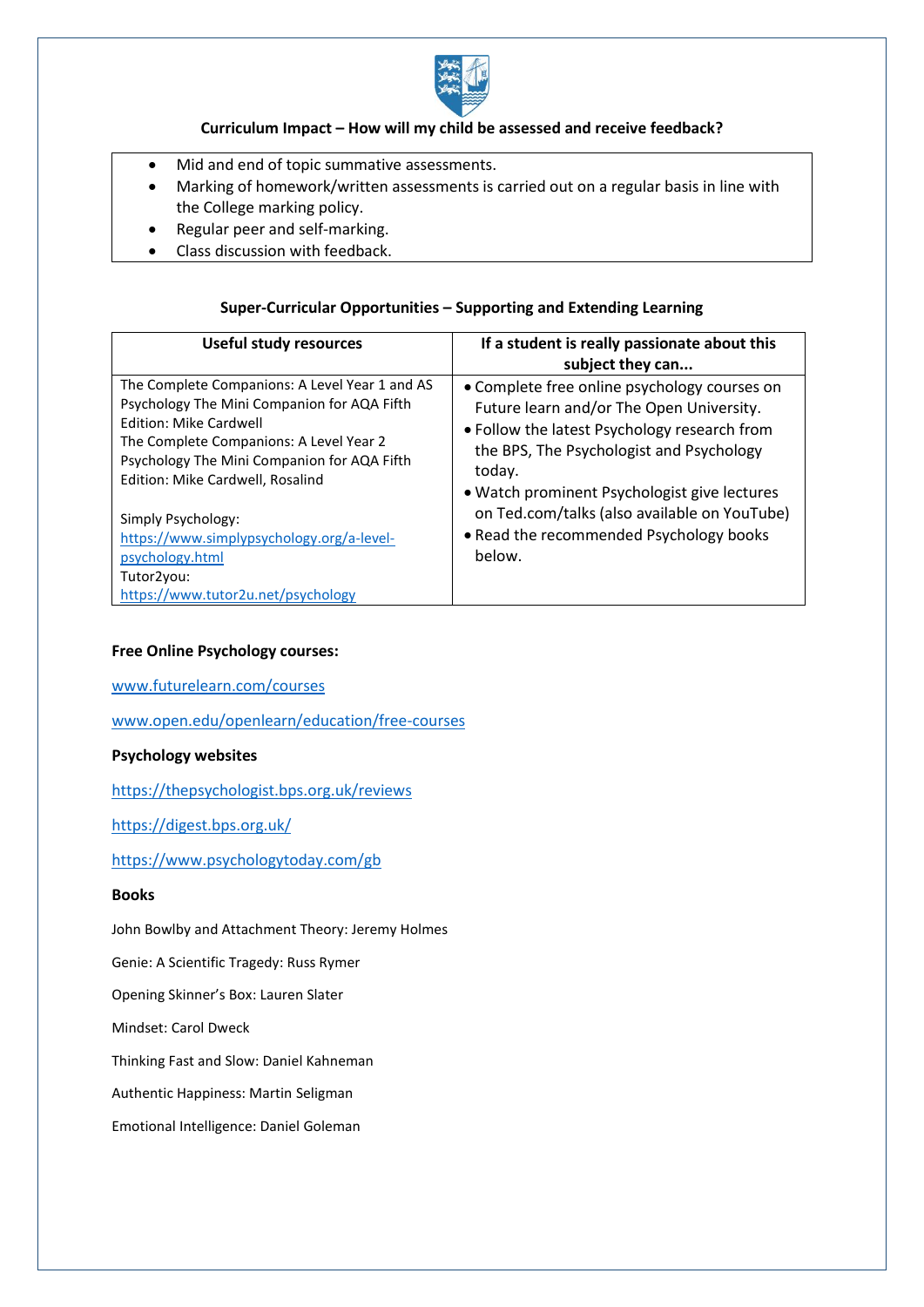**Curriculum Impact – How will my child be assessed and receive feedback?**

- Mid and end of topic summative assessments.
- Marking of homework/written assessments is carried out on a regular basis in line with the College marking policy.
- Regular peer and self-marking.
- Class discussion with feedback.

**Super-Curricular Opportunities – Supporting and Extending Learning**

| Useful study resources | If a student is really passionate about this subject they can... |
|---|---|
| The Complete Companions: A Level Year 1 and AS Psychology The Mini Companion for AQA Fifth Edition: Mike Cardwell<br>The Complete Companions: A Level Year 2 Psychology The Mini Companion for AQA Fifth Edition: Mike Cardwell, Rosalind<br><br>Simply Psychology: https://www.simplypsychology.org/a-level-psychology.html<br>Tutor2you: https://www.tutor2u.net/psychology | • Complete free online psychology courses on Future learn and/or The Open University.<br>• Follow the latest Psychology research from the BPS, The Psychologist and Psychology today.<br>• Watch prominent Psychologist give lectures on Ted.com/talks (also available on YouTube)<br>• Read the recommended Psychology books below. |

**Free Online Psychology courses:**

www.futurelearn.com/courses

www.open.edu/openlearn/education/free-courses

**Psychology websites**

https://thepsychologist.bps.org.uk/reviews

https://digest.bps.org.uk/

https://www.psychologytoday.com/gb

**Books**

John Bowlby and Attachment Theory: Jeremy Holmes

Genie: A Scientific Tragedy: Russ Rymer

Opening Skinner's Box: Lauren Slater

Mindset: Carol Dweck

Thinking Fast and Slow: Daniel Kahneman

Authentic Happiness: Martin Seligman

Emotional Intelligence: Daniel Goleman